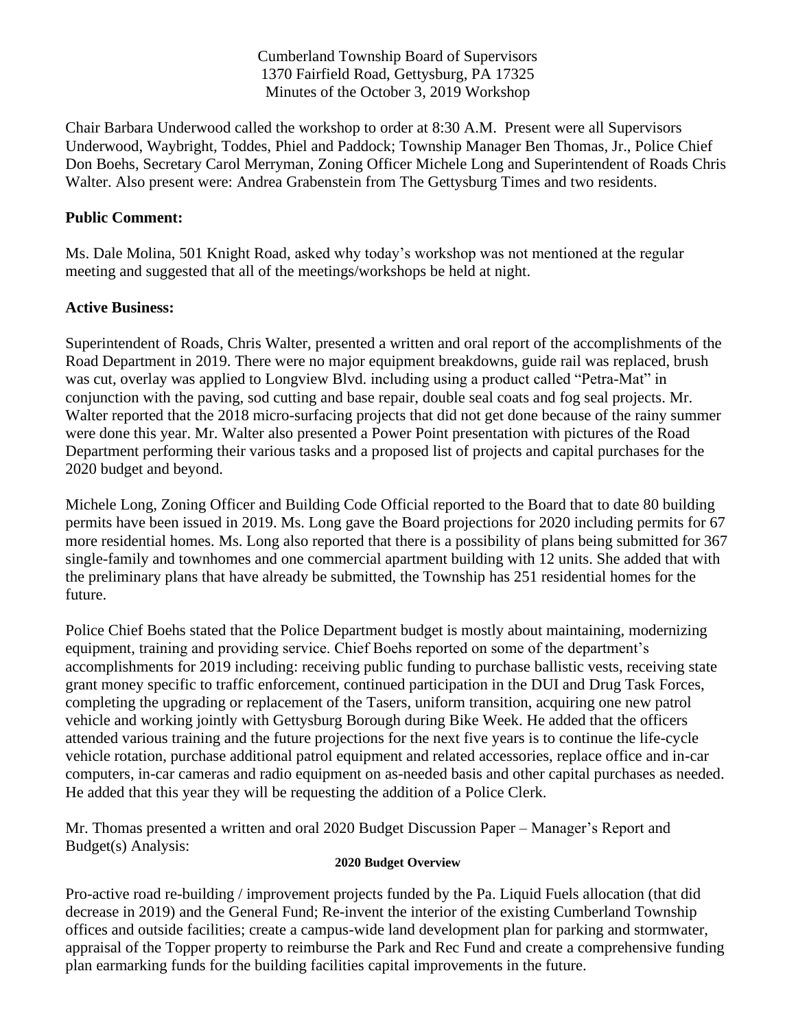Cumberland Township Board of Supervisors
1370 Fairfield Road, Gettysburg, PA 17325
Minutes of the October 3, 2019 Workshop

Chair Barbara Underwood called the workshop to order at 8:30 A.M. Present were all Supervisors Underwood, Waybright, Toddes, Phiel and Paddock; Township Manager Ben Thomas, Jr., Police Chief Don Boehs, Secretary Carol Merryman, Zoning Officer Michele Long and Superintendent of Roads Chris Walter. Also present were: Andrea Grabenstein from The Gettysburg Times and two residents.

**Public Comment:**

Ms. Dale Molina, 501 Knight Road, asked why today's workshop was not mentioned at the regular meeting and suggested that all of the meetings/workshops be held at night.

**Active Business:**

Superintendent of Roads, Chris Walter, presented a written and oral report of the accomplishments of the Road Department in 2019. There were no major equipment breakdowns, guide rail was replaced, brush was cut, overlay was applied to Longview Blvd. including using a product called "Petra-Mat" in conjunction with the paving, sod cutting and base repair, double seal coats and fog seal projects. Mr. Walter reported that the 2018 micro-surfacing projects that did not get done because of the rainy summer were done this year. Mr. Walter also presented a Power Point presentation with pictures of the Road Department performing their various tasks and a proposed list of projects and capital purchases for the 2020 budget and beyond.

Michele Long, Zoning Officer and Building Code Official reported to the Board that to date 80 building permits have been issued in 2019. Ms. Long gave the Board projections for 2020 including permits for 67 more residential homes. Ms. Long also reported that there is a possibility of plans being submitted for 367 single-family and townhomes and one commercial apartment building with 12 units. She added that with the preliminary plans that have already be submitted, the Township has 251 residential homes for the future.

Police Chief Boehs stated that the Police Department budget is mostly about maintaining, modernizing equipment, training and providing service. Chief Boehs reported on some of the department's accomplishments for 2019 including: receiving public funding to purchase ballistic vests, receiving state grant money specific to traffic enforcement, continued participation in the DUI and Drug Task Forces, completing the upgrading or replacement of the Tasers, uniform transition, acquiring one new patrol vehicle and working jointly with Gettysburg Borough during Bike Week. He added that the officers attended various training and the future projections for the next five years is to continue the life-cycle vehicle rotation, purchase additional patrol equipment and related accessories, replace office and in-car computers, in-car cameras and radio equipment on as-needed basis and other capital purchases as needed. He added that this year they will be requesting the addition of a Police Clerk.

Mr. Thomas presented a written and oral 2020 Budget Discussion Paper – Manager's Report and Budget(s) Analysis:

**2020 Budget Overview**

Pro-active road re-building / improvement projects funded by the Pa. Liquid Fuels allocation (that did decrease in 2019) and the General Fund; Re-invent the interior of the existing Cumberland Township offices and outside facilities; create a campus-wide land development plan for parking and stormwater, appraisal of the Topper property to reimburse the Park and Rec Fund and create a comprehensive funding plan earmarking funds for the building facilities capital improvements in the future.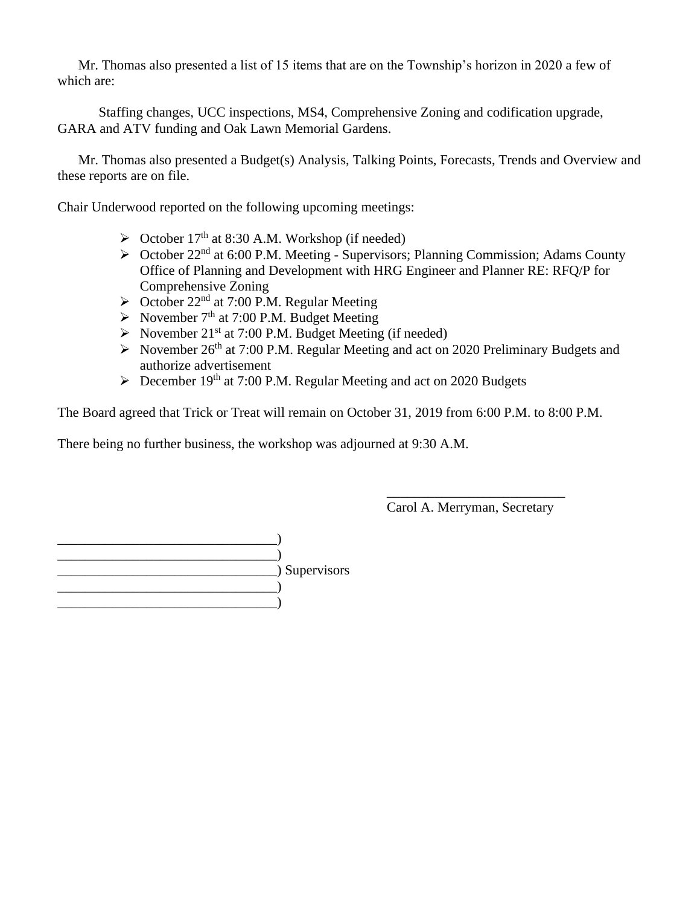Mr. Thomas also presented a list of 15 items that are on the Township's horizon in 2020 a few of which are:

Staffing changes, UCC inspections, MS4, Comprehensive Zoning and codification upgrade, GARA and ATV funding and Oak Lawn Memorial Gardens.

Mr. Thomas also presented a Budget(s) Analysis, Talking Points, Forecasts, Trends and Overview and these reports are on file.

Chair Underwood reported on the following upcoming meetings:

- October 17th at 8:30 A.M. Workshop (if needed)
- October 22nd at 6:00 P.M. Meeting - Supervisors; Planning Commission; Adams County Office of Planning and Development with HRG Engineer and Planner RE: RFQ/P for Comprehensive Zoning
- October 22nd at 7:00 P.M. Regular Meeting
- November 7th at 7:00 P.M. Budget Meeting
- November 21st at 7:00 P.M. Budget Meeting (if needed)
- November 26th at 7:00 P.M. Regular Meeting and act on 2020 Preliminary Budgets and authorize advertisement
- December 19th at 7:00 P.M. Regular Meeting and act on 2020 Budgets

The Board agreed that Trick or Treat will remain on October 31, 2019 from 6:00 P.M. to 8:00 P.M.

There being no further business, the workshop was adjourned at 9:30 A.M.

\_\_\_\_\_\_\_\_\_\_\_\_\_\_\_\_\_\_\_\_\_\_\_\_\_\_
Carol A. Merryman, Secretary

\_\_\_\_\_\_\_\_\_\_\_\_\_\_\_\_\_\_\_\_\_\_\_\_\_\_\_\_\_\_\_\_)
\_\_\_\_\_\_\_\_\_\_\_\_\_\_\_\_\_\_\_\_\_\_\_\_\_\_\_\_\_\_\_\_)
\_\_\_\_\_\_\_\_\_\_\_\_\_\_\_\_\_\_\_\_\_\_\_\_\_\_\_\_\_\_\_\_) Supervisors
\_\_\_\_\_\_\_\_\_\_\_\_\_\_\_\_\_\_\_\_\_\_\_\_\_\_\_\_\_\_\_\_)
\_\_\_\_\_\_\_\_\_\_\_\_\_\_\_\_\_\_\_\_\_\_\_\_\_\_\_\_\_\_\_\_)